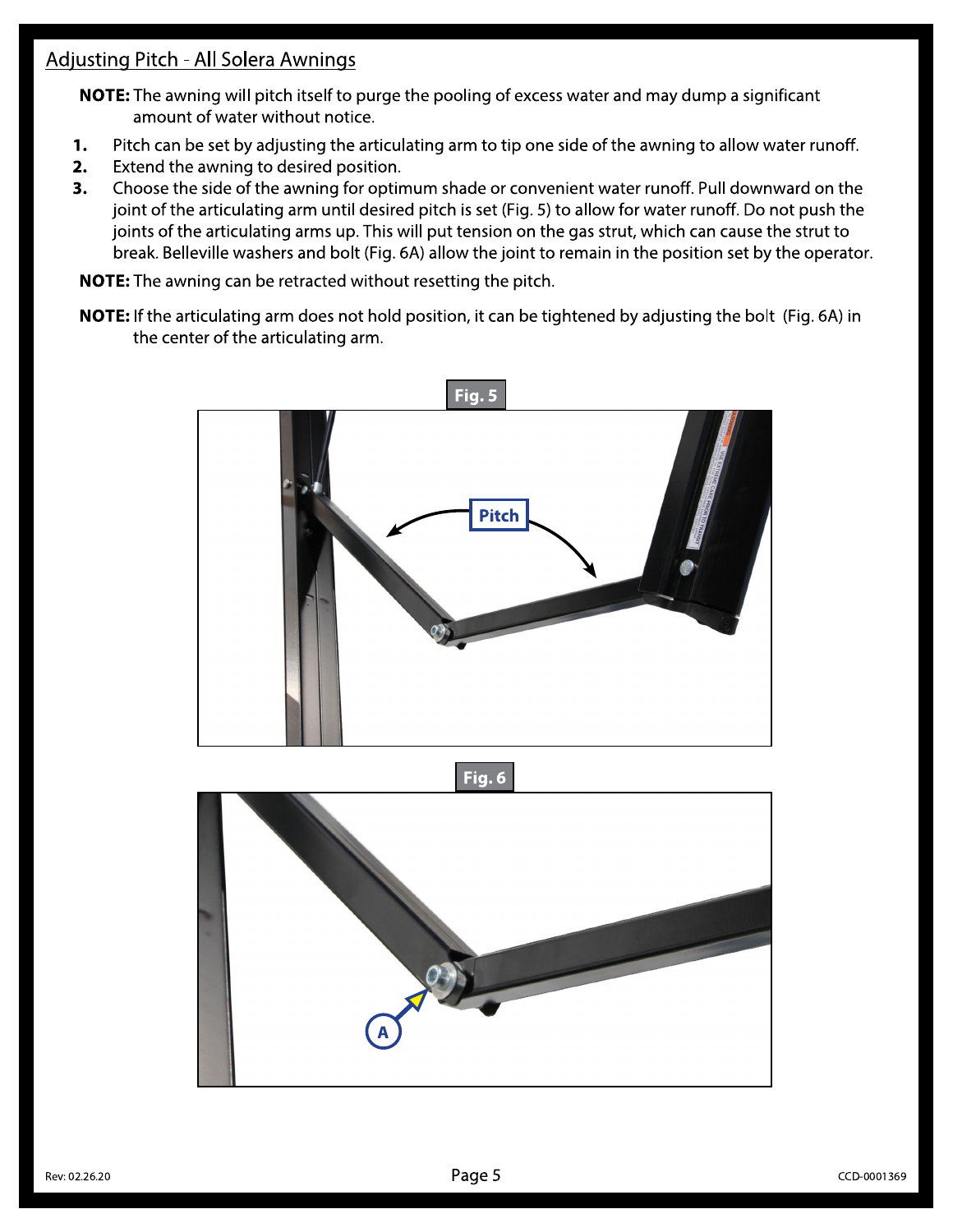## Adjusting Pitch - All Solera Awnings

**NOTE:** The awning will pitch itself to purge the pooling of excess water and may dump a significant amount of water without notice.

1. Pitch can be set by adjusting the articulating arm to tip one side of the awning to allow water runoff.
2. Extend the awning to desired position.
3. Choose the side of the awning for optimum shade or convenient water runoff. Pull downward on the joint of the articulating arm until desired pitch is set (Fig. 5) to allow for water runoff. Do not push the joints of the articulating arms up. This will put tension on the gas strut, which can cause the strut to break. Belleville washers and bolt (Fig. 6A) allow the joint to remain in the position set by the operator.

**NOTE:** The awning can be retracted without resetting the pitch.

**NOTE:** If the articulating arm does not hold position, it can be tightened by adjusting the bolt (Fig. 6A) in the center of the articulating arm.

Fig. 5

Fig. 6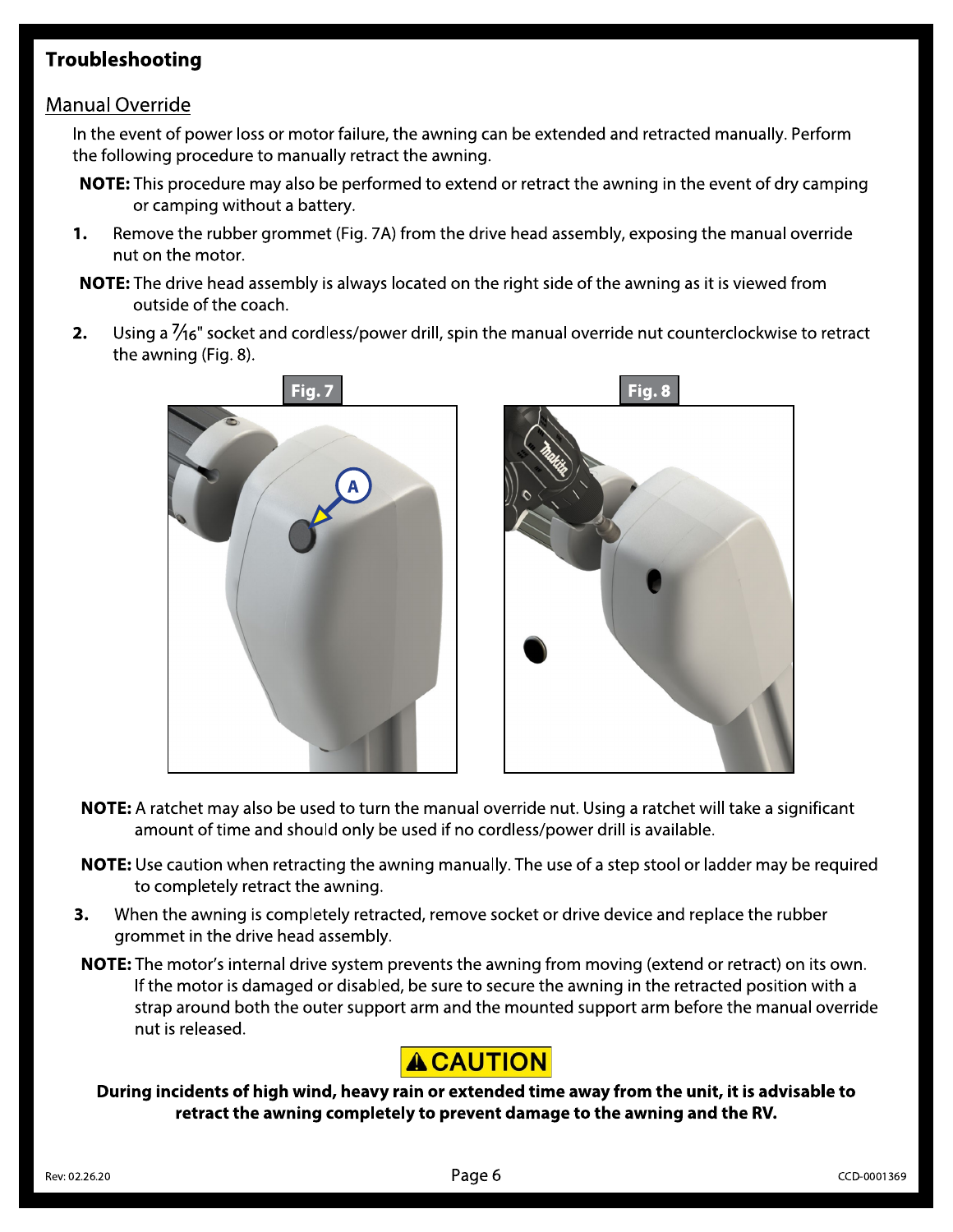## Troubleshooting

### Manual Override

In the event of power loss or motor failure, the awning can be extended and retracted manually. Perform the following procedure to manually retract the awning.

**NOTE:** This procedure may also be performed to extend or retract the awning in the event of dry camping or camping without a battery.

1. Remove the rubber grommet (Fig. 7A) from the drive head assembly, exposing the manual override nut on the motor.

**NOTE:** The drive head assembly is always located on the right side of the awning as it is viewed from outside of the coach.

2. Using a 7⁄16" socket and cordless/power drill, spin the manual override nut counterclockwise to retract the awning (Fig. 8).

Fig. 7

Fig. 8

**NOTE:** A ratchet may also be used to turn the manual override nut. Using a ratchet will take a significant amount of time and should only be used if no cordless/power drill is available.

**NOTE:** Use caution when retracting the awning manually. The use of a step stool or ladder may be required to completely retract the awning.

3. When the awning is completely retracted, remove socket or drive device and replace the rubber grommet in the drive head assembly.

**NOTE:** The motor's internal drive system prevents the awning from moving (extend or retract) on its own. If the motor is damaged or disabled, be sure to secure the awning in the retracted position with a strap around both the outer support arm and the mounted support arm before the manual override nut is released.

**⚠ CAUTION**

**During incidents of high wind, heavy rain or extended time away from the unit, it is advisable to retract the awning completely to prevent damage to the awning and the RV.**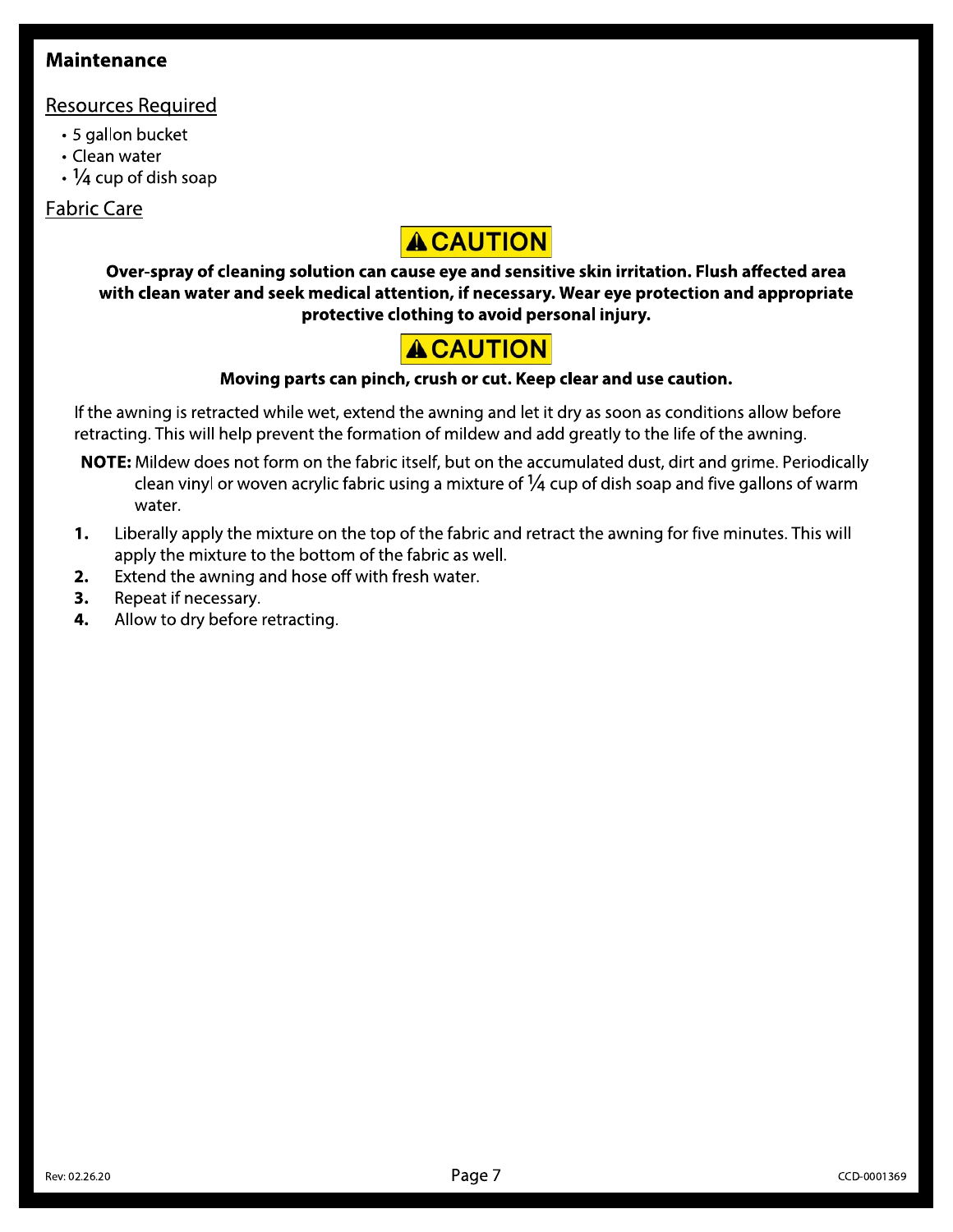## Maintenance

### Resources Required

- 5 gallon bucket
- Clean water
- ¼ cup of dish soap

### Fabric Care

**⚠CAUTION**

**Over-spray of cleaning solution can cause eye and sensitive skin irritation. Flush affected area with clean water and seek medical attention, if necessary. Wear eye protection and appropriate protective clothing to avoid personal injury.**

**⚠CAUTION**

**Moving parts can pinch, crush or cut. Keep clear and use caution.**

If the awning is retracted while wet, extend the awning and let it dry as soon as conditions allow before retracting. This will help prevent the formation of mildew and add greatly to the life of the awning.

**NOTE:** Mildew does not form on the fabric itself, but on the accumulated dust, dirt and grime. Periodically clean vinyl or woven acrylic fabric using a mixture of ¼ cup of dish soap and five gallons of warm water.

1. Liberally apply the mixture on the top of the fabric and retract the awning for five minutes. This will apply the mixture to the bottom of the fabric as well.
2. Extend the awning and hose off with fresh water.
3. Repeat if necessary.
4. Allow to dry before retracting.